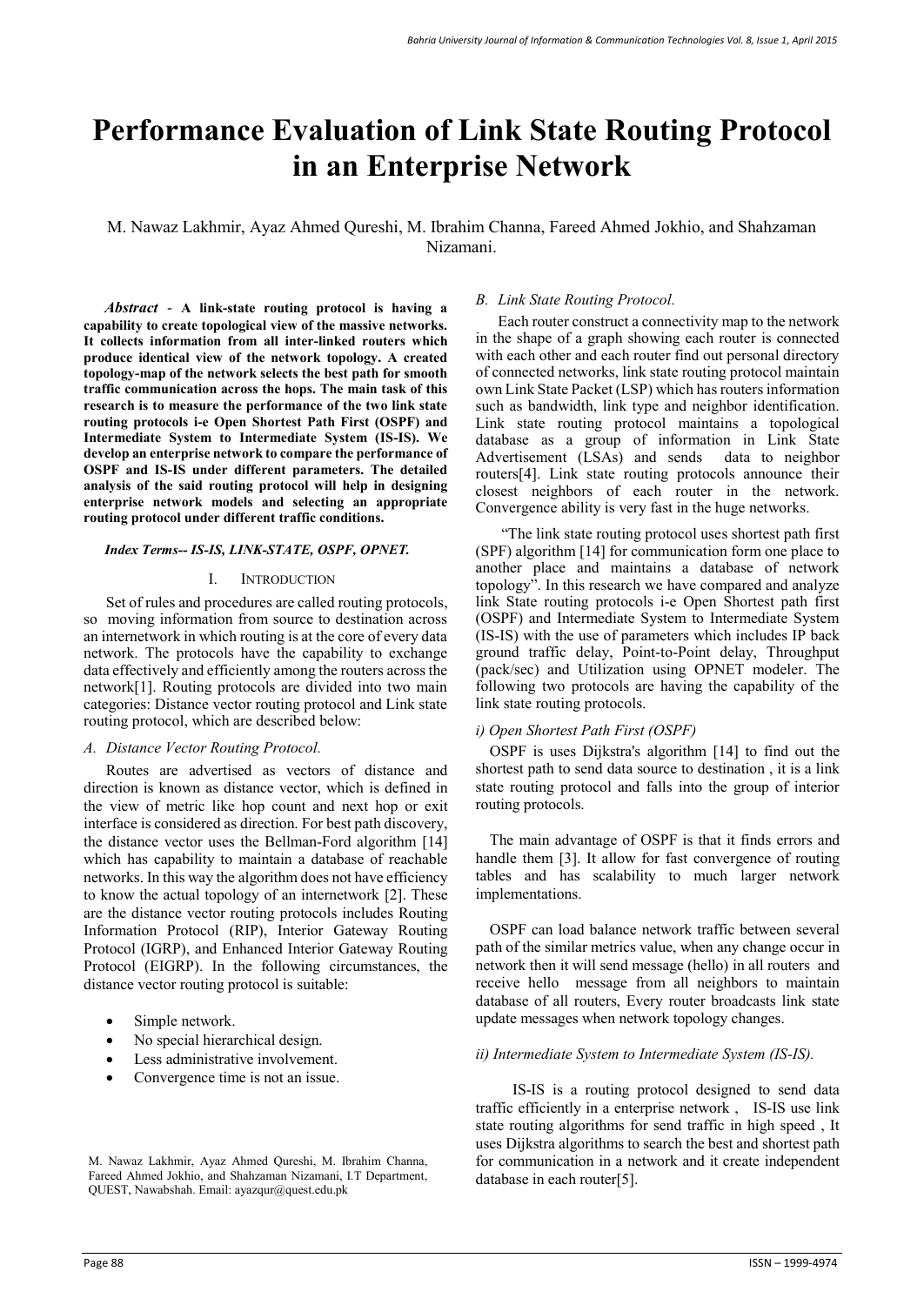# Performance Evaluation of Link State Routing Protocol in an Enterprise Network

M. Nawaz Lakhmir, Ayaz Ahmed Qureshi, M. Ibrahim Channa, Fareed Ahmed Jokhio, and Shahzaman Nizamani.

***Abstract*** - **A link-state routing protocol is having a capability to create topological view of the massive networks. It collects information from all inter-linked routers which produce identical view of the network topology. A created topology-map of the network selects the best path for smooth traffic communication across the hops. The main task of this research is to measure the performance of the two link state routing protocols i-e Open Shortest Path First (OSPF) and Intermediate System to Intermediate System (IS-IS). We develop an enterprise network to compare the performance of OSPF and IS-IS under different parameters. The detailed analysis of the said routing protocol will help in designing enterprise network models and selecting an appropriate routing protocol under different traffic conditions.**

***Index Terms-- IS-IS, LINK-STATE, OSPF, OPNET.***

## I. Introduction

Set of rules and procedures are called routing protocols, so moving information from source to destination across an internetwork in which routing is at the core of every data network. The protocols have the capability to exchange data effectively and efficiently among the routers across the network[1]. Routing protocols are divided into two main categories: Distance vector routing protocol and Link state routing protocol, which are described below:

### *A. Distance Vector Routing Protocol.*

Routes are advertised as vectors of distance and direction is known as distance vector, which is defined in the view of metric like hop count and next hop or exit interface is considered as direction. For best path discovery, the distance vector uses the Bellman-Ford algorithm [14] which has capability to maintain a database of reachable networks. In this way the algorithm does not have efficiency to know the actual topology of an internetwork [2]. These are the distance vector routing protocols includes Routing Information Protocol (RIP), Interior Gateway Routing Protocol (IGRP), and Enhanced Interior Gateway Routing Protocol (EIGRP). In the following circumstances, the distance vector routing protocol is suitable:

- Simple network.
- No special hierarchical design.
- Less administrative involvement.
- Convergence time is not an issue.

M. Nawaz Lakhmir, Ayaz Ahmed Qureshi, M. Ibrahim Channa, Fareed Ahmed Jokhio, and Shahzaman Nizamani, I.T Department, QUEST, Nawabshah. Email: ayazqur@quest.edu.pk

### *B. Link State Routing Protocol.*

Each router construct a connectivity map to the network in the shape of a graph showing each router is connected with each other and each router find out personal directory of connected networks, link state routing protocol maintain own Link State Packet (LSP) which has routers information such as bandwidth, link type and neighbor identification. Link state routing protocol maintains a topological database as a group of information in Link State Advertisement (LSAs) and sends data to neighbor routers[4]. Link state routing protocols announce their closest neighbors of each router in the network. Convergence ability is very fast in the huge networks.

"The link state routing protocol uses shortest path first (SPF) algorithm [14] for communication form one place to another place and maintains a database of network topology". In this research we have compared and analyze link State routing protocols i-e Open Shortest path first (OSPF) and Intermediate System to Intermediate System (IS-IS) with the use of parameters which includes IP back ground traffic delay, Point-to-Point delay, Throughput (pack/sec) and Utilization using OPNET modeler. The following two protocols are having the capability of the link state routing protocols.

#### *i) Open Shortest Path First (OSPF)*

OSPF is uses Dijkstra's algorithm [14] to find out the shortest path to send data source to destination , it is a link state routing protocol and falls into the group of interior routing protocols.

The main advantage of OSPF is that it finds errors and handle them [3]. It allow for fast convergence of routing tables and has scalability to much larger network implementations.

OSPF can load balance network traffic between several path of the similar metrics value, when any change occur in network then it will send message (hello) in all routers and receive hello message from all neighbors to maintain database of all routers, Every router broadcasts link state update messages when network topology changes.

#### *ii) Intermediate System to Intermediate System (IS-IS).*

IS-IS is a routing protocol designed to send data traffic efficiently in a enterprise network , IS-IS use link state routing algorithms for send traffic in high speed , It uses Dijkstra algorithms to search the best and shortest path for communication in a network and it create independent database in each router[5].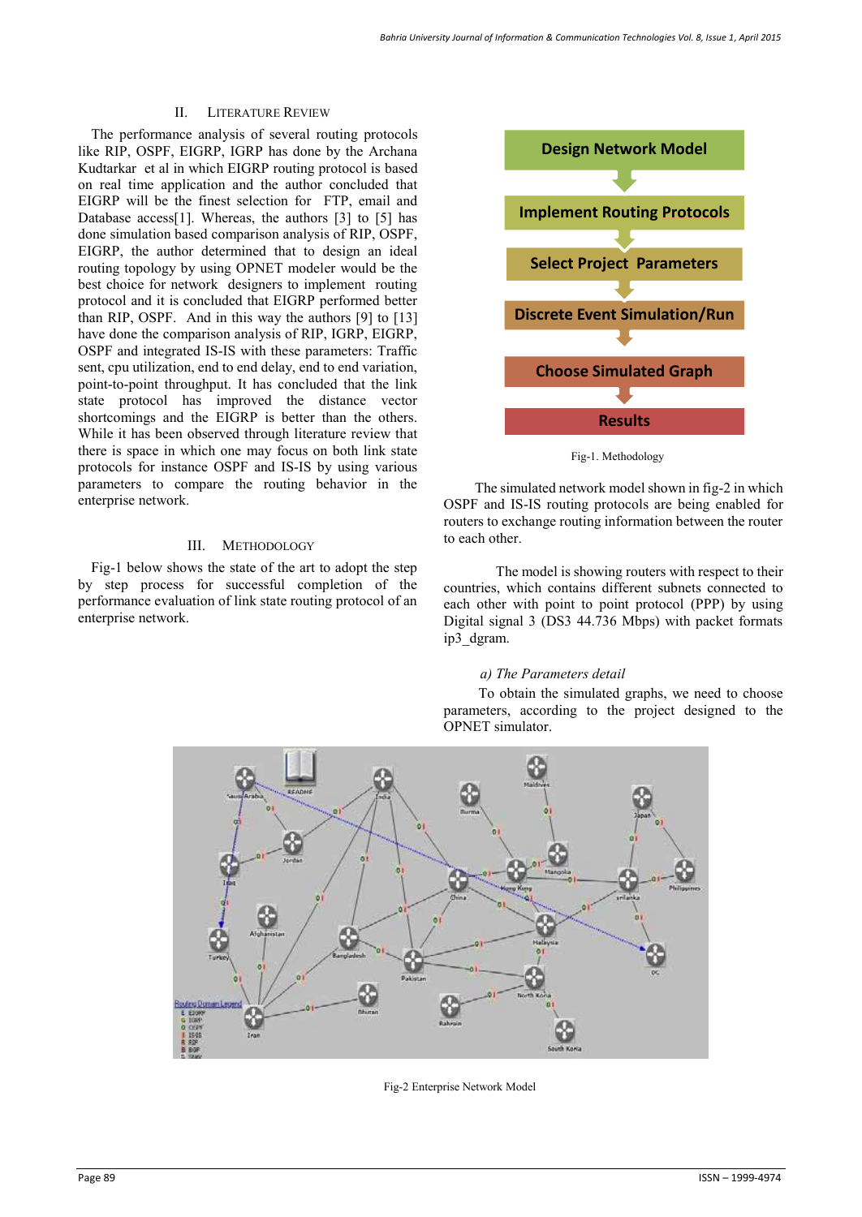## II. LITERATURE REVIEW

The performance analysis of several routing protocols like RIP, OSPF, EIGRP, IGRP has done by the Archana Kudtarkar et al in which EIGRP routing protocol is based on real time application and the author concluded that EIGRP will be the finest selection for FTP, email and Database access[1]. Whereas, the authors [3] to [5] has done simulation based comparison analysis of RIP, OSPF, EIGRP, the author determined that to design an ideal routing topology by using OPNET modeler would be the best choice for network designers to implement routing protocol and it is concluded that EIGRP performed better than RIP, OSPF. And in this way the authors [9] to [13] have done the comparison analysis of RIP, IGRP, EIGRP, OSPF and integrated IS-IS with these parameters: Traffic sent, cpu utilization, end to end delay, end to end variation, point-to-point throughput. It has concluded that the link state protocol has improved the distance vector shortcomings and the EIGRP is better than the others. While it has been observed through literature review that there is space in which one may focus on both link state protocols for instance OSPF and IS-IS by using various parameters to compare the routing behavior in the enterprise network.

## III. METHODOLOGY

Fig-1 below shows the state of the art to adopt the step by step process for successful completion of the performance evaluation of link state routing protocol of an enterprise network.

Design Network Model → Implement Routing Protocols → Select Project Parameters → Discrete Event Simulation/Run → Choose Simulated Graph → Results

Fig-1. Methodology

The simulated network model shown in fig-2 in which OSPF and IS-IS routing protocols are being enabled for routers to exchange routing information between the router to each other.

The model is showing routers with respect to their countries, which contains different subnets connected to each other with point to point protocol (PPP) by using Digital signal 3 (DS3 44.736 Mbps) with packet formats ip3_dgram.

*a) The Parameters detail*

To obtain the simulated graphs, we need to choose parameters, according to the project designed to the OPNET simulator.

Fig-2 Enterprise Network Model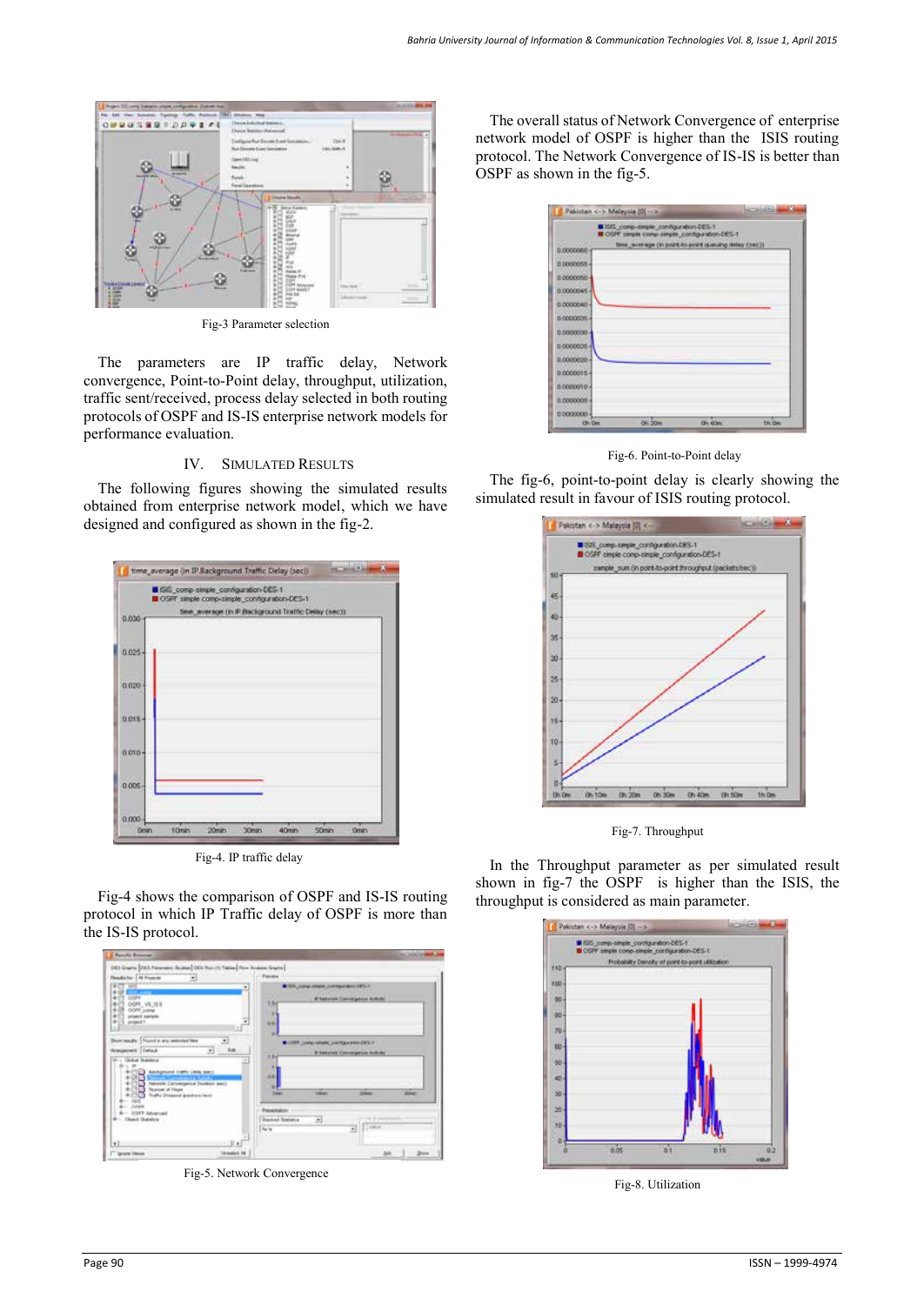Fig-3 Parameter selection

The parameters are IP traffic delay, Network convergence, Point-to-Point delay, throughput, utilization, traffic sent/received, process delay selected in both routing protocols of OSPF and IS-IS enterprise network models for performance evaluation.

## IV. SIMULATED RESULTS

The following figures showing the simulated results obtained from enterprise network model, which we have designed and configured as shown in the fig-2.

Fig-4. IP traffic delay

Fig-4 shows the comparison of OSPF and IS-IS routing protocol in which IP Traffic delay of OSPF is more than the IS-IS protocol.

Fig-5. Network Convergence

The overall status of Network Convergence of enterprise network model of OSPF is higher than the ISIS routing protocol. The Network Convergence of IS-IS is better than OSPF as shown in the fig-5.

Fig-6. Point-to-Point delay

The fig-6, point-to-point delay is clearly showing the simulated result in favour of ISIS routing protocol.

Fig-7. Throughput

In the Throughput parameter as per simulated result shown in fig-7 the OSPF is higher than the ISIS, the throughput is considered as main parameter.

Fig-8. Utilization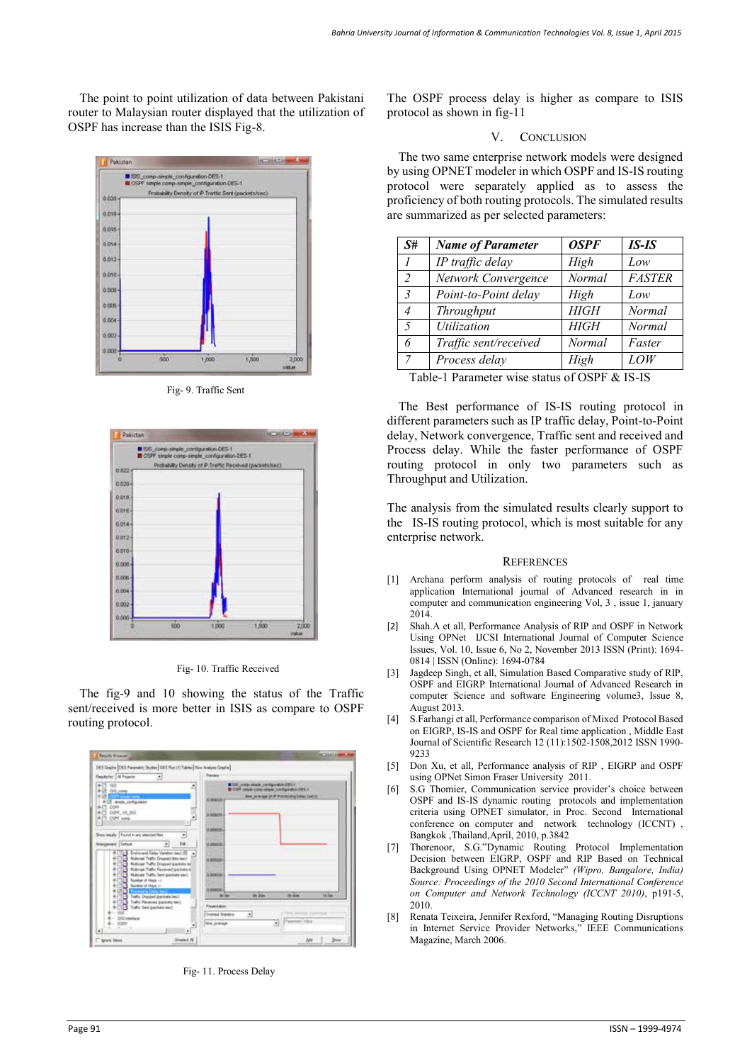The point to point utilization of data between Pakistani router to Malaysian router displayed that the utilization of OSPF has increase than the ISIS Fig-8.

Fig- 9. Traffic Sent

Fig- 10. Traffic Received

The fig-9 and 10 showing the status of the Traffic sent/received is more better in ISIS as compare to OSPF routing protocol.

Fig- 11. Process Delay

The OSPF process delay is higher as compare to ISIS protocol as shown in fig-11

## V. CONCLUSION

The two same enterprise network models were designed by using OPNET modeler in which OSPF and IS-IS routing protocol were separately applied as to assess the proficiency of both routing protocols. The simulated results are summarized as per selected parameters:

| *S#* | *Name of Parameter* | *OSPF* | *IS-IS* |
|---|---|---|---|
| *1* | *IP traffic delay* | *High* | *Low* |
| *2* | *Network Convergence* | *Normal* | *FASTER* |
| *3* | *Point-to-Point delay* | *High* | *Low* |
| *4* | *Throughput* | *HIGH* | *Normal* |
| *5* | *Utilization* | *HIGH* | *Normal* |
| *6* | *Traffic sent/received* | *Normal* | *Faster* |
| *7* | *Process delay* | *High* | *LOW* |

Table-1 Parameter wise status of OSPF & IS-IS

The Best performance of IS-IS routing protocol in different parameters such as IP traffic delay, Point-to-Point delay, Network convergence, Traffic sent and received and Process delay. While the faster performance of OSPF routing protocol in only two parameters such as Throughput and Utilization.

The analysis from the simulated results clearly support to the IS-IS routing protocol, which is most suitable for any enterprise network.

## REFERENCES

[1] Archana perform analysis of routing protocols of real time application International journal of Advanced research in in computer and communication engineering Vol, 3 , issue 1, january 2014.

[2] Shah.A et all, Performance Analysis of RIP and OSPF in Network Using OPNet IJCSI International Journal of Computer Science Issues, Vol. 10, Issue 6, No 2, November 2013 ISSN (Print): 1694-0814 | ISSN (Online): 1694-0784

[3] Jagdeep Singh, et all, Simulation Based Comparative study of RIP, OSPF and EIGRP International Journal of Advanced Research in computer Science and software Engineering volume3, Issue 8, August 2013.

[4] S.Farhangi et all, Performance comparison of Mixed Protocol Based on EIGRP, IS-IS and OSPF for Real time application , Middle East Journal of Scientific Research 12 (11):1502-1508,2012 ISSN 1990-9233

[5] Don Xu, et all, Performance analysis of RIP , EIGRP and OSPF using OPNet Simon Fraser University 2011.

[6] S.G Thomier, Communication service provider's choice between OSPF and IS-IS dynamic routing protocols and implementation criteria using OPNET simulator, in Proc. Second International conference on computer and network technology (ICCNT) , Bangkok ,Thailand,April, 2010, p.3842

[7] Thorenoor, S.G."Dynamic Routing Protocol Implementation Decision between EIGRP, OSPF and RIP Based on Technical Background Using OPNET Modeler" *(Wipro, Bangalore, India) Source: Proceedings of the 2010 Second International Conference on Computer and Network Technology (ICCNT 2010)*, p191-5, 2010.

[8] Renata Teixeira, Jennifer Rexford, "Managing Routing Disruptions in Internet Service Provider Networks," IEEE Communications Magazine, March 2006.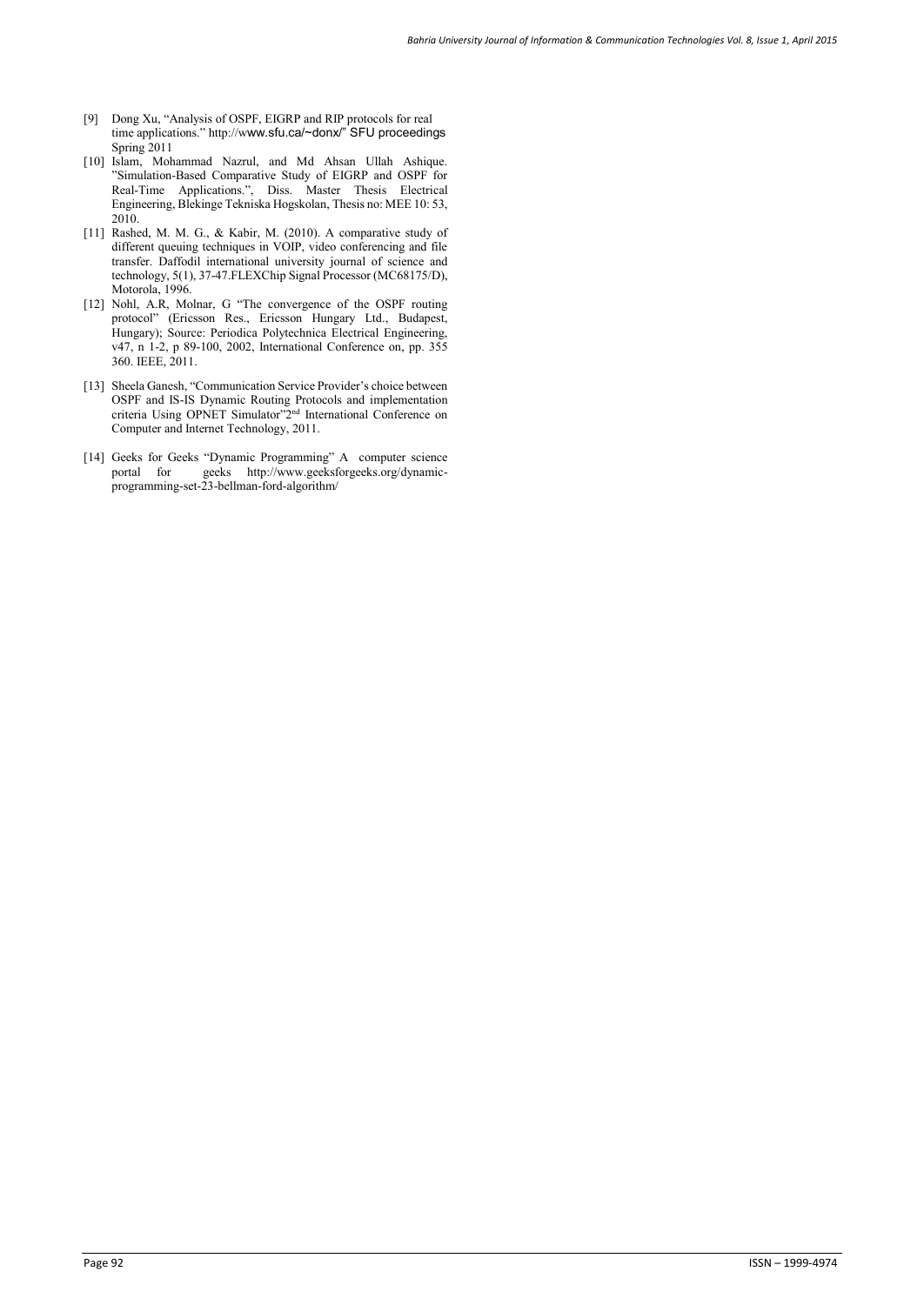[9] Dong Xu, "Analysis of OSPF, EIGRP and RIP protocols for real time applications." http://www.sfu.ca/~donx/" SFU proceedings Spring 2011

[10] Islam, Mohammad Nazrul, and Md Ahsan Ullah Ashique. "Simulation-Based Comparative Study of EIGRP and OSPF for Real-Time Applications.", Diss. Master Thesis Electrical Engineering, Blekinge Tekniska Hogskolan, Thesis no: MEE 10: 53, 2010.

[11] Rashed, M. M. G., & Kabir, M. (2010). A comparative study of different queuing techniques in VOIP, video conferencing and file transfer. Daffodil international university journal of science and technology, 5(1), 37-47.FLEXChip Signal Processor (MC68175/D), Motorola, 1996.

[12] Nohl, A.R, Molnar, G "The convergence of the OSPF routing protocol" (Ericsson Res., Ericsson Hungary Ltd., Budapest, Hungary); Source: Periodica Polytechnica Electrical Engineering, v47, n 1-2, p 89-100, 2002, International Conference on, pp. 355 360. IEEE, 2011.

[13] Sheela Ganesh, "Communication Service Provider's choice between OSPF and IS-IS Dynamic Routing Protocols and implementation criteria Using OPNET Simulator"2nd International Conference on Computer and Internet Technology, 2011.

[14] Geeks for Geeks "Dynamic Programming" A computer science portal for geeks http://www.geeksforgeeks.org/dynamic-programming-set-23-bellman-ford-algorithm/